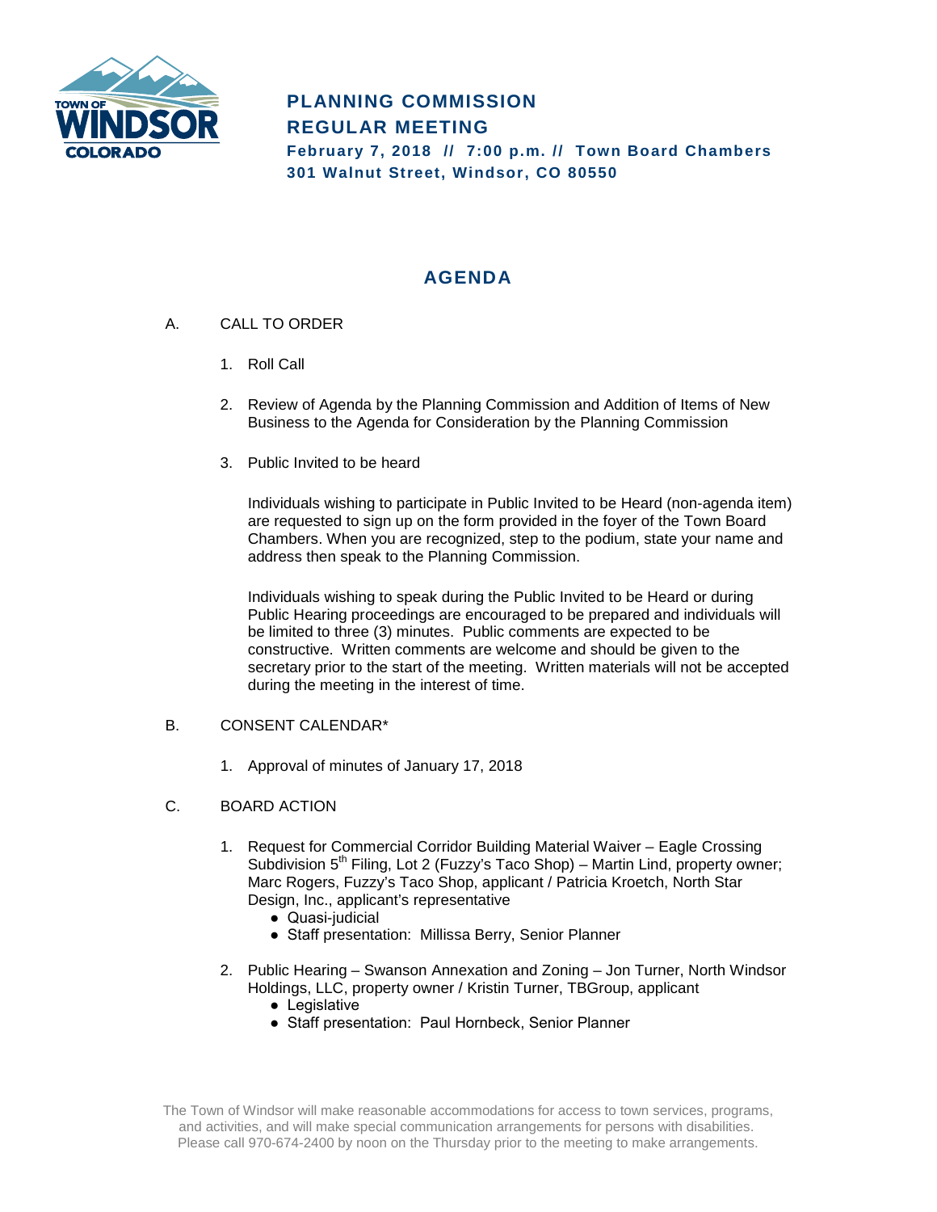# PLANNING COMMISSION
## REGULAR MEETING

**February 7, 2018 // 7:00 p.m. // Town Board Chambers**
**301 Walnut Street, Windsor, CO 80550**

## AGENDA

A. CALL TO ORDER

1. Roll Call

2. Review of Agenda by the Planning Commission and Addition of Items of New Business to the Agenda for Consideration by the Planning Commission

3. Public Invited to be heard

   Individuals wishing to participate in Public Invited to be Heard (non-agenda item) are requested to sign up on the form provided in the foyer of the Town Board Chambers. When you are recognized, step to the podium, state your name and address then speak to the Planning Commission.

   Individuals wishing to speak during the Public Invited to be Heard or during Public Hearing proceedings are encouraged to be prepared and individuals will be limited to three (3) minutes. Public comments are expected to be constructive. Written comments are welcome and should be given to the secretary prior to the start of the meeting. Written materials will not be accepted during the meeting in the interest of time.

B. CONSENT CALENDAR*

1. Approval of minutes of January 17, 2018

C. BOARD ACTION

1. Request for Commercial Corridor Building Material Waiver – Eagle Crossing Subdivision 5th Filing, Lot 2 (Fuzzy's Taco Shop) – Martin Lind, property owner; Marc Rogers, Fuzzy's Taco Shop, applicant / Patricia Kroetch, North Star Design, Inc., applicant's representative
   - Quasi-judicial
   - Staff presentation: Millissa Berry, Senior Planner

2. Public Hearing – Swanson Annexation and Zoning – Jon Turner, North Windsor Holdings, LLC, property owner / Kristin Turner, TBGroup, applicant
   - Legislative
   - Staff presentation: Paul Hornbeck, Senior Planner

The Town of Windsor will make reasonable accommodations for access to town services, programs, and activities, and will make special communication arrangements for persons with disabilities. Please call 970-674-2400 by noon on the Thursday prior to the meeting to make arrangements.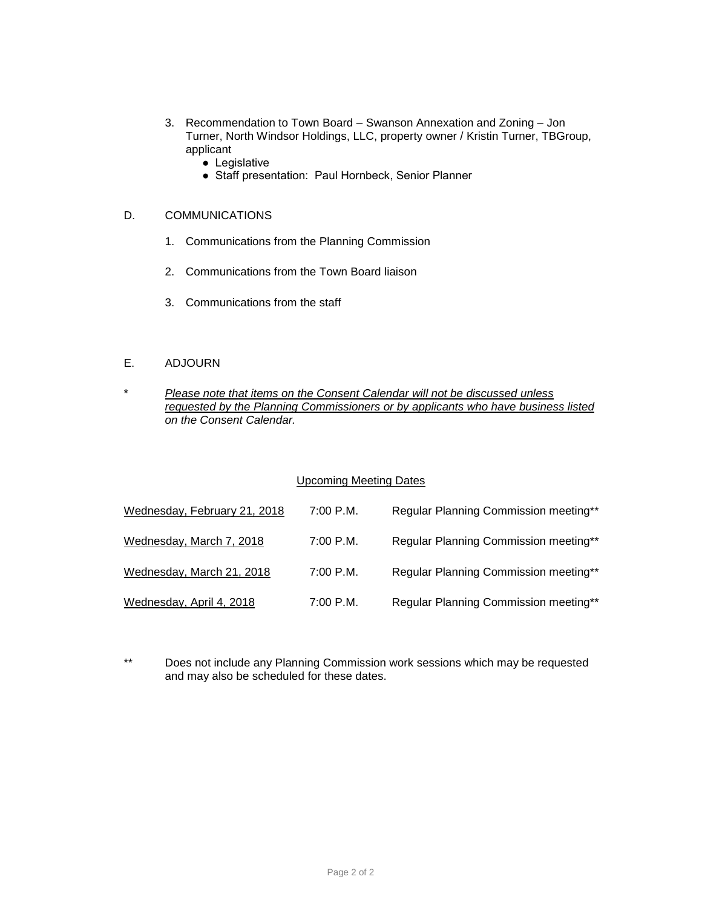3. Recommendation to Town Board – Swanson Annexation and Zoning – Jon Turner, North Windsor Holdings, LLC, property owner / Kristin Turner, TBGroup, applicant
   - Legislative
   - Staff presentation: Paul Hornbeck, Senior Planner

D. COMMUNICATIONS

1. Communications from the Planning Commission

2. Communications from the Town Board liaison

3. Communications from the staff

E. ADJOURN

\* *Please note that items on the Consent Calendar will not be discussed unless requested by the Planning Commissioners or by applicants who have business listed on the Consent Calendar.*

Upcoming Meeting Dates

| | | |
|---|---|---|
| Wednesday, February 21, 2018 | 7:00 P.M. | Regular Planning Commission meeting** |
| Wednesday, March 7, 2018 | 7:00 P.M. | Regular Planning Commission meeting** |
| Wednesday, March 21, 2018 | 7:00 P.M. | Regular Planning Commission meeting** |
| Wednesday, April 4, 2018 | 7:00 P.M. | Regular Planning Commission meeting** |

** Does not include any Planning Commission work sessions which may be requested and may also be scheduled for these dates.